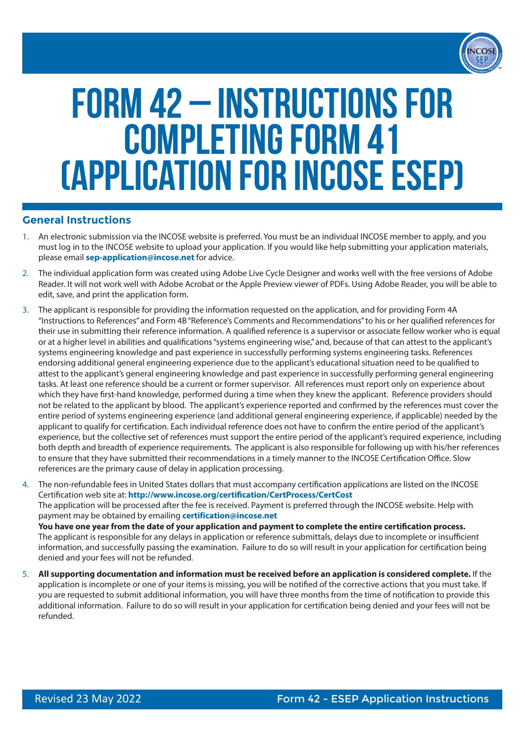# FORM 42 – INSTRUCTIONS FOR COMPLETING FORM 41 (APPLICATION FOR INCOSE ESEP)

## General Instructions

1. An electronic submission via the INCOSE website is preferred. You must be an individual INCOSE member to apply, and you must log in to the INCOSE website to upload your application. If you would like help submitting your application materials, please email **sep-application@incose.net** for advice.

2. The individual application form was created using Adobe Live Cycle Designer and works well with the free versions of Adobe Reader. It will not work well with Adobe Acrobat or the Apple Preview viewer of PDFs. Using Adobe Reader, you will be able to edit, save, and print the application form.

3. The applicant is responsible for providing the information requested on the application, and for providing Form 4A "Instructions to References" and Form 4B "Reference's Comments and Recommendations" to his or her qualified references for their use in submitting their reference information. A qualified reference is a supervisor or associate fellow worker who is equal or at a higher level in abilities and qualifications "systems engineering wise," and, because of that can attest to the applicant's systems engineering knowledge and past experience in successfully performing systems engineering tasks. References endorsing additional general engineering experience due to the applicant's educational situation need to be qualified to attest to the applicant's general engineering knowledge and past experience in successfully performing general engineering tasks. At least one reference should be a current or former supervisor. All references must report only on experience about which they have first-hand knowledge, performed during a time when they knew the applicant. Reference providers should not be related to the applicant by blood. The applicant's experience reported and confirmed by the references must cover the entire period of systems engineering experience (and additional general engineering experience, if applicable) needed by the applicant to qualify for certification. Each individual reference does not have to confirm the entire period of the applicant's experience, but the collective set of references must support the entire period of the applicant's required experience, including both depth and breadth of experience requirements. The applicant is also responsible for following up with his/her references to ensure that they have submitted their recommendations in a timely manner to the INCOSE Certification Office. Slow references are the primary cause of delay in application processing.

4. The non-refundable fees in United States dollars that must accompany certification applications are listed on the INCOSE Certification web site at: **http://www.incose.org/certification/CertProcess/CertCost**
   The application will be processed after the fee is received. Payment is preferred through the INCOSE website. Help with payment may be obtained by emailing **certification@incose.net**
   **You have one year from the date of your application and payment to complete the entire certification process.** The applicant is responsible for any delays in application or reference submittals, delays due to incomplete or insufficient information, and successfully passing the examination. Failure to do so will result in your application for certification being denied and your fees will not be refunded.

5. **All supporting documentation and information must be received before an application is considered complete.** If the application is incomplete or one of your items is missing, you will be notified of the corrective actions that you must take. If you are requested to submit additional information, you will have three months from the time of notification to provide this additional information. Failure to do so will result in your application for certification being denied and your fees will not be refunded.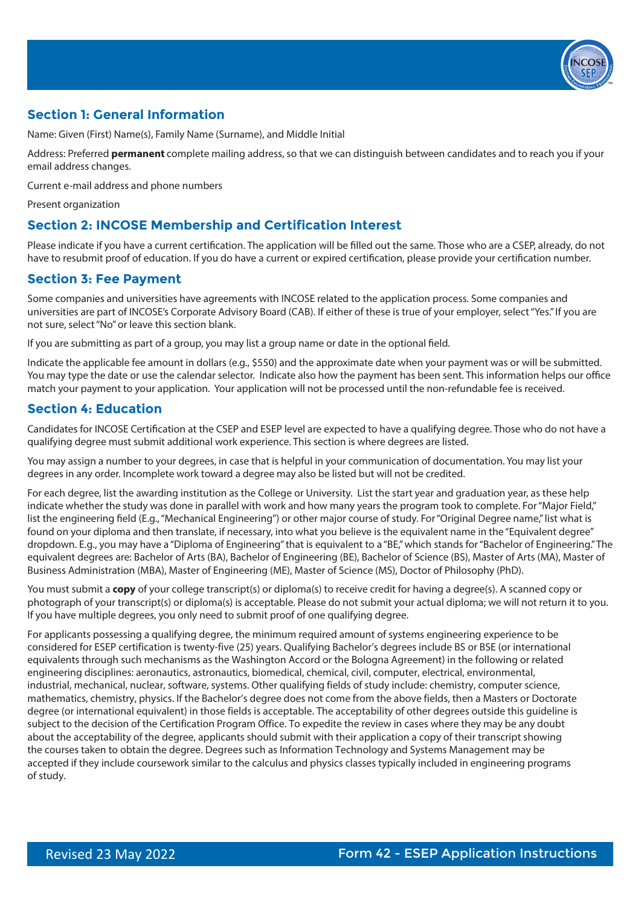## Section 1: General Information

Name: Given (First) Name(s), Family Name (Surname), and Middle Initial

Address: Preferred **permanent** complete mailing address, so that we can distinguish between candidates and to reach you if your email address changes.

Current e-mail address and phone numbers

Present organization

## Section 2: INCOSE Membership and Certification Interest

Please indicate if you have a current certification. The application will be filled out the same. Those who are a CSEP, already, do not have to resubmit proof of education. If you do have a current or expired certification, please provide your certification number.

## Section 3: Fee Payment

Some companies and universities have agreements with INCOSE related to the application process. Some companies and universities are part of INCOSE's Corporate Advisory Board (CAB). If either of these is true of your employer, select "Yes." If you are not sure, select "No" or leave this section blank.

If you are submitting as part of a group, you may list a group name or date in the optional field.

Indicate the applicable fee amount in dollars (e.g., $550) and the approximate date when your payment was or will be submitted. You may type the date or use the calendar selector. Indicate also how the payment has been sent. This information helps our office match your payment to your application. Your application will not be processed until the non-refundable fee is received.

## Section 4: Education

Candidates for INCOSE Certification at the CSEP and ESEP level are expected to have a qualifying degree. Those who do not have a qualifying degree must submit additional work experience. This section is where degrees are listed.

You may assign a number to your degrees, in case that is helpful in your communication of documentation. You may list your degrees in any order. Incomplete work toward a degree may also be listed but will not be credited.

For each degree, list the awarding institution as the College or University. List the start year and graduation year, as these help indicate whether the study was done in parallel with work and how many years the program took to complete. For "Major Field," list the engineering field (E.g., "Mechanical Engineering") or other major course of study. For "Original Degree name," list what is found on your diploma and then translate, if necessary, into what you believe is the equivalent name in the "Equivalent degree" dropdown. E.g., you may have a "Diploma of Engineering" that is equivalent to a "BE," which stands for "Bachelor of Engineering." The equivalent degrees are: Bachelor of Arts (BA), Bachelor of Engineering (BE), Bachelor of Science (BS), Master of Arts (MA), Master of Business Administration (MBA), Master of Engineering (ME), Master of Science (MS), Doctor of Philosophy (PhD).

You must submit a **copy** of your college transcript(s) or diploma(s) to receive credit for having a degree(s). A scanned copy or photograph of your transcript(s) or diploma(s) is acceptable. Please do not submit your actual diploma; we will not return it to you. If you have multiple degrees, you only need to submit proof of one qualifying degree.

For applicants possessing a qualifying degree, the minimum required amount of systems engineering experience to be considered for ESEP certification is twenty-five (25) years. Qualifying Bachelor's degrees include BS or BSE (or international equivalents through such mechanisms as the Washington Accord or the Bologna Agreement) in the following or related engineering disciplines: aeronautics, astronautics, biomedical, chemical, civil, computer, electrical, environmental, industrial, mechanical, nuclear, software, systems. Other qualifying fields of study include: chemistry, computer science, mathematics, chemistry, physics. If the Bachelor's degree does not come from the above fields, then a Masters or Doctorate degree (or international equivalent) in those fields is acceptable. The acceptability of other degrees outside this guideline is subject to the decision of the Certification Program Office. To expedite the review in cases where they may be any doubt about the acceptability of the degree, applicants should submit with their application a copy of their transcript showing the courses taken to obtain the degree. Degrees such as Information Technology and Systems Management may be accepted if they include coursework similar to the calculus and physics classes typically included in engineering programs of study.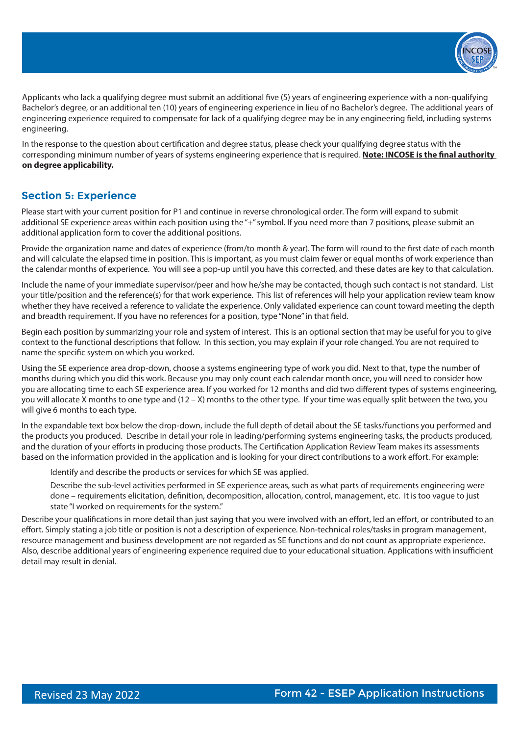Applicants who lack a qualifying degree must submit an additional five (5) years of engineering experience with a non-qualifying Bachelor's degree, or an additional ten (10) years of engineering experience in lieu of no Bachelor's degree. The additional years of engineering experience required to compensate for lack of a qualifying degree may be in any engineering field, including systems engineering.

In the response to the question about certification and degree status, please check your qualifying degree status with the corresponding minimum number of years of systems engineering experience that is required. **Note: INCOSE is the final authority on degree applicability.**

## Section 5: Experience

Please start with your current position for P1 and continue in reverse chronological order. The form will expand to submit additional SE experience areas within each position using the "+" symbol. If you need more than 7 positions, please submit an additional application form to cover the additional positions.

Provide the organization name and dates of experience (from/to month & year). The form will round to the first date of each month and will calculate the elapsed time in position. This is important, as you must claim fewer or equal months of work experience than the calendar months of experience. You will see a pop-up until you have this corrected, and these dates are key to that calculation.

Include the name of your immediate supervisor/peer and how he/she may be contacted, though such contact is not standard. List your title/position and the reference(s) for that work experience. This list of references will help your application review team know whether they have received a reference to validate the experience. Only validated experience can count toward meeting the depth and breadth requirement. If you have no references for a position, type "None" in that field.

Begin each position by summarizing your role and system of interest. This is an optional section that may be useful for you to give context to the functional descriptions that follow. In this section, you may explain if your role changed. You are not required to name the specific system on which you worked.

Using the SE experience area drop-down, choose a systems engineering type of work you did. Next to that, type the number of months during which you did this work. Because you may only count each calendar month once, you will need to consider how you are allocating time to each SE experience area. If you worked for 12 months and did two different types of systems engineering, you will allocate X months to one type and (12 – X) months to the other type. If your time was equally split between the two, you will give 6 months to each type.

In the expandable text box below the drop-down, include the full depth of detail about the SE tasks/functions you performed and the products you produced. Describe in detail your role in leading/performing systems engineering tasks, the products produced, and the duration of your efforts in producing those products. The Certification Application Review Team makes its assessments based on the information provided in the application and is looking for your direct contributions to a work effort. For example:

> Identify and describe the products or services for which SE was applied.
>
> Describe the sub-level activities performed in SE experience areas, such as what parts of requirements engineering were done – requirements elicitation, definition, decomposition, allocation, control, management, etc. It is too vague to just state "I worked on requirements for the system."

Describe your qualifications in more detail than just saying that you were involved with an effort, led an effort, or contributed to an effort. Simply stating a job title or position is not a description of experience. Non-technical roles/tasks in program management, resource management and business development are not regarded as SE functions and do not count as appropriate experience. Also, describe additional years of engineering experience required due to your educational situation. Applications with insufficient detail may result in denial.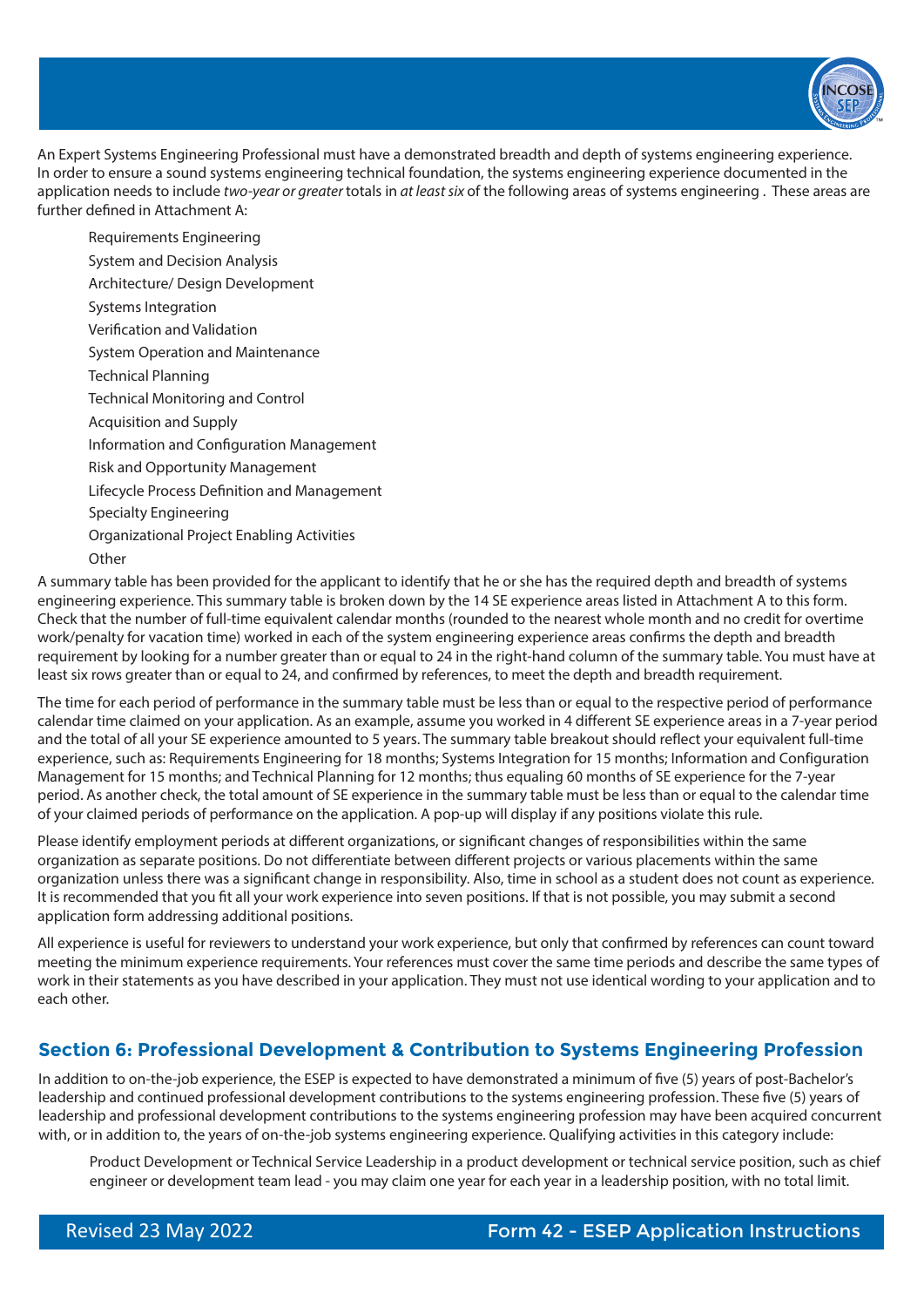An Expert Systems Engineering Professional must have a demonstrated breadth and depth of systems engineering experience. In order to ensure a sound systems engineering technical foundation, the systems engineering experience documented in the application needs to include *two-year or greater* totals in *at least six* of the following areas of systems engineering . These areas are further defined in Attachment A:

- Requirements Engineering
- System and Decision Analysis
- Architecture/ Design Development
- Systems Integration
- Verification and Validation
- System Operation and Maintenance
- Technical Planning
- Technical Monitoring and Control
- Acquisition and Supply
- Information and Configuration Management
- Risk and Opportunity Management
- Lifecycle Process Definition and Management
- Specialty Engineering
- Organizational Project Enabling Activities
- Other

A summary table has been provided for the applicant to identify that he or she has the required depth and breadth of systems engineering experience. This summary table is broken down by the 14 SE experience areas listed in Attachment A to this form. Check that the number of full-time equivalent calendar months (rounded to the nearest whole month and no credit for overtime work/penalty for vacation time) worked in each of the system engineering experience areas confirms the depth and breadth requirement by looking for a number greater than or equal to 24 in the right-hand column of the summary table. You must have at least six rows greater than or equal to 24, and confirmed by references, to meet the depth and breadth requirement.

The time for each period of performance in the summary table must be less than or equal to the respective period of performance calendar time claimed on your application. As an example, assume you worked in 4 different SE experience areas in a 7-year period and the total of all your SE experience amounted to 5 years. The summary table breakout should reflect your equivalent full-time experience, such as: Requirements Engineering for 18 months; Systems Integration for 15 months; Information and Configuration Management for 15 months; and Technical Planning for 12 months; thus equaling 60 months of SE experience for the 7-year period. As another check, the total amount of SE experience in the summary table must be less than or equal to the calendar time of your claimed periods of performance on the application. A pop-up will display if any positions violate this rule.

Please identify employment periods at different organizations, or significant changes of responsibilities within the same organization as separate positions. Do not differentiate between different projects or various placements within the same organization unless there was a significant change in responsibility. Also, time in school as a student does not count as experience. It is recommended that you fit all your work experience into seven positions. If that is not possible, you may submit a second application form addressing additional positions.

All experience is useful for reviewers to understand your work experience, but only that confirmed by references can count toward meeting the minimum experience requirements. Your references must cover the same time periods and describe the same types of work in their statements as you have described in your application. They must not use identical wording to your application and to each other.

## Section 6: Professional Development & Contribution to Systems Engineering Profession

In addition to on-the-job experience, the ESEP is expected to have demonstrated a minimum of five (5) years of post-Bachelor's leadership and continued professional development contributions to the systems engineering profession. These five (5) years of leadership and professional development contributions to the systems engineering profession may have been acquired concurrent with, or in addition to, the years of on-the-job systems engineering experience. Qualifying activities in this category include:

Product Development or Technical Service Leadership in a product development or technical service position, such as chief engineer or development team lead - you may claim one year for each year in a leadership position, with no total limit.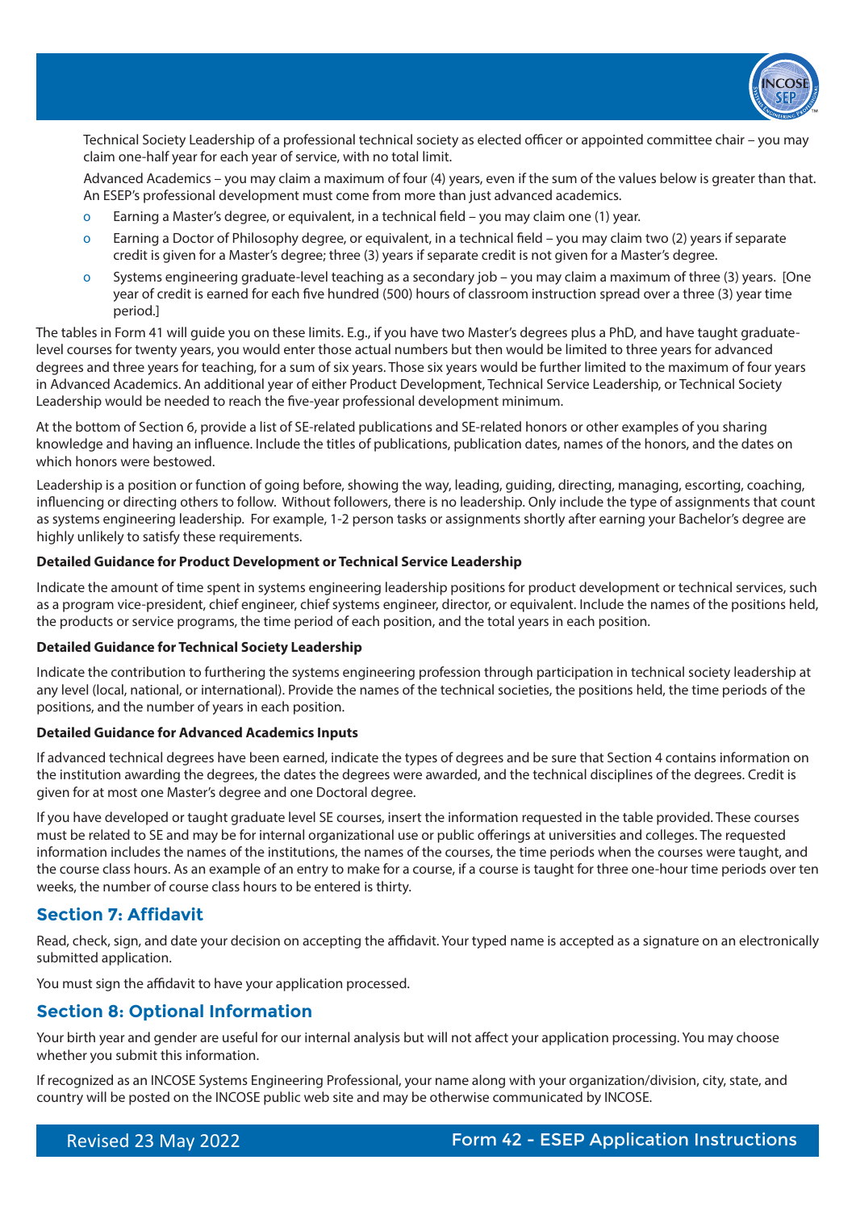Technical Society Leadership of a professional technical society as elected officer or appointed committee chair – you may claim one-half year for each year of service, with no total limit.

Advanced Academics – you may claim a maximum of four (4) years, even if the sum of the values below is greater than that. An ESEP's professional development must come from more than just advanced academics.

- Earning a Master's degree, or equivalent, in a technical field – you may claim one (1) year.
- Earning a Doctor of Philosophy degree, or equivalent, in a technical field – you may claim two (2) years if separate credit is given for a Master's degree; three (3) years if separate credit is not given for a Master's degree.
- Systems engineering graduate-level teaching as a secondary job – you may claim a maximum of three (3) years. [One year of credit is earned for each five hundred (500) hours of classroom instruction spread over a three (3) year time period.]

The tables in Form 41 will guide you on these limits. E.g., if you have two Master's degrees plus a PhD, and have taught graduate-level courses for twenty years, you would enter those actual numbers but then would be limited to three years for advanced degrees and three years for teaching, for a sum of six years. Those six years would be further limited to the maximum of four years in Advanced Academics. An additional year of either Product Development, Technical Service Leadership, or Technical Society Leadership would be needed to reach the five-year professional development minimum.

At the bottom of Section 6, provide a list of SE-related publications and SE-related honors or other examples of you sharing knowledge and having an influence. Include the titles of publications, publication dates, names of the honors, and the dates on which honors were bestowed.

Leadership is a position or function of going before, showing the way, leading, guiding, directing, managing, escorting, coaching, influencing or directing others to follow. Without followers, there is no leadership. Only include the type of assignments that count as systems engineering leadership. For example, 1-2 person tasks or assignments shortly after earning your Bachelor's degree are highly unlikely to satisfy these requirements.

**Detailed Guidance for Product Development or Technical Service Leadership**

Indicate the amount of time spent in systems engineering leadership positions for product development or technical services, such as a program vice-president, chief engineer, chief systems engineer, director, or equivalent. Include the names of the positions held, the products or service programs, the time period of each position, and the total years in each position.

**Detailed Guidance for Technical Society Leadership**

Indicate the contribution to furthering the systems engineering profession through participation in technical society leadership at any level (local, national, or international). Provide the names of the technical societies, the positions held, the time periods of the positions, and the number of years in each position.

**Detailed Guidance for Advanced Academics Inputs**

If advanced technical degrees have been earned, indicate the types of degrees and be sure that Section 4 contains information on the institution awarding the degrees, the dates the degrees were awarded, and the technical disciplines of the degrees. Credit is given for at most one Master's degree and one Doctoral degree.

If you have developed or taught graduate level SE courses, insert the information requested in the table provided. These courses must be related to SE and may be for internal organizational use or public offerings at universities and colleges. The requested information includes the names of the institutions, the names of the courses, the time periods when the courses were taught, and the course class hours. As an example of an entry to make for a course, if a course is taught for three one-hour time periods over ten weeks, the number of course class hours to be entered is thirty.

## Section 7: Affidavit

Read, check, sign, and date your decision on accepting the affidavit. Your typed name is accepted as a signature on an electronically submitted application.

You must sign the affidavit to have your application processed.

## Section 8: Optional Information

Your birth year and gender are useful for our internal analysis but will not affect your application processing. You may choose whether you submit this information.

If recognized as an INCOSE Systems Engineering Professional, your name along with your organization/division, city, state, and country will be posted on the INCOSE public web site and may be otherwise communicated by INCOSE.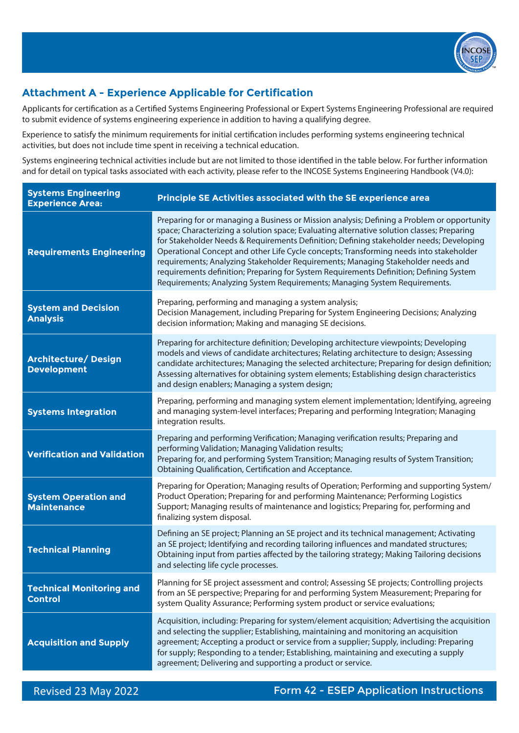## Attachment A - Experience Applicable for Certification

Applicants for certification as a Certified Systems Engineering Professional or Expert Systems Engineering Professional are required to submit evidence of systems engineering experience in addition to having a qualifying degree.

Experience to satisfy the minimum requirements for initial certification includes performing systems engineering technical activities, but does not include time spent in receiving a technical education.

Systems engineering technical activities include but are not limited to those identified in the table below. For further information and for detail on typical tasks associated with each activity, please refer to the INCOSE Systems Engineering Handbook (V4.0):

| Systems Engineering Experience Area: | Principle SE Activities associated with the SE experience area |
|---|---|
| **Requirements Engineering** | Preparing for or managing a Business or Mission analysis; Defining a Problem or opportunity space; Characterizing a solution space; Evaluating alternative solution classes; Preparing for Stakeholder Needs & Requirements Definition; Defining stakeholder needs; Developing Operational Concept and other Life Cycle concepts; Transforming needs into stakeholder requirements; Analyzing Stakeholder Requirements; Managing Stakeholder needs and requirements definition; Preparing for System Requirements Definition; Defining System Requirements; Analyzing System Requirements; Managing System Requirements. |
| **System and Decision Analysis** | Preparing, performing and managing a system analysis;<br>Decision Management, including Preparing for System Engineering Decisions; Analyzing decision information; Making and managing SE decisions. |
| **Architecture/ Design Development** | Preparing for architecture definition; Developing architecture viewpoints; Developing models and views of candidate architectures; Relating architecture to design; Assessing candidate architectures; Managing the selected architecture; Preparing for design definition; Assessing alternatives for obtaining system elements; Establishing design characteristics and design enablers; Managing a system design; |
| **Systems Integration** | Preparing, performing and managing system element implementation; Identifying, agreeing and managing system-level interfaces; Preparing and performing Integration; Managing integration results. |
| **Verification and Validation** | Preparing and performing Verification; Managing verification results; Preparing and performing Validation; Managing Validation results;<br>Preparing for, and performing System Transition; Managing results of System Transition; Obtaining Qualification, Certification and Acceptance. |
| **System Operation and Maintenance** | Preparing for Operation; Managing results of Operation; Performing and supporting System/ Product Operation; Preparing for and performing Maintenance; Performing Logistics Support; Managing results of maintenance and logistics; Preparing for, performing and finalizing system disposal. |
| **Technical Planning** | Defining an SE project; Planning an SE project and its technical management; Activating an SE project; Identifying and recording tailoring influences and mandated structures; Obtaining input from parties affected by the tailoring strategy; Making Tailoring decisions and selecting life cycle processes. |
| **Technical Monitoring and Control** | Planning for SE project assessment and control; Assessing SE projects; Controlling projects from an SE perspective; Preparing for and performing System Measurement; Preparing for system Quality Assurance; Performing system product or service evaluations; |
| **Acquisition and Supply** | Acquisition, including: Preparing for system/element acquisition; Advertising the acquisition and selecting the supplier; Establishing, maintaining and monitoring an acquisition agreement; Accepting a product or service from a supplier; Supply, including: Preparing for supply; Responding to a tender; Establishing, maintaining and executing a supply agreement; Delivering and supporting a product or service. |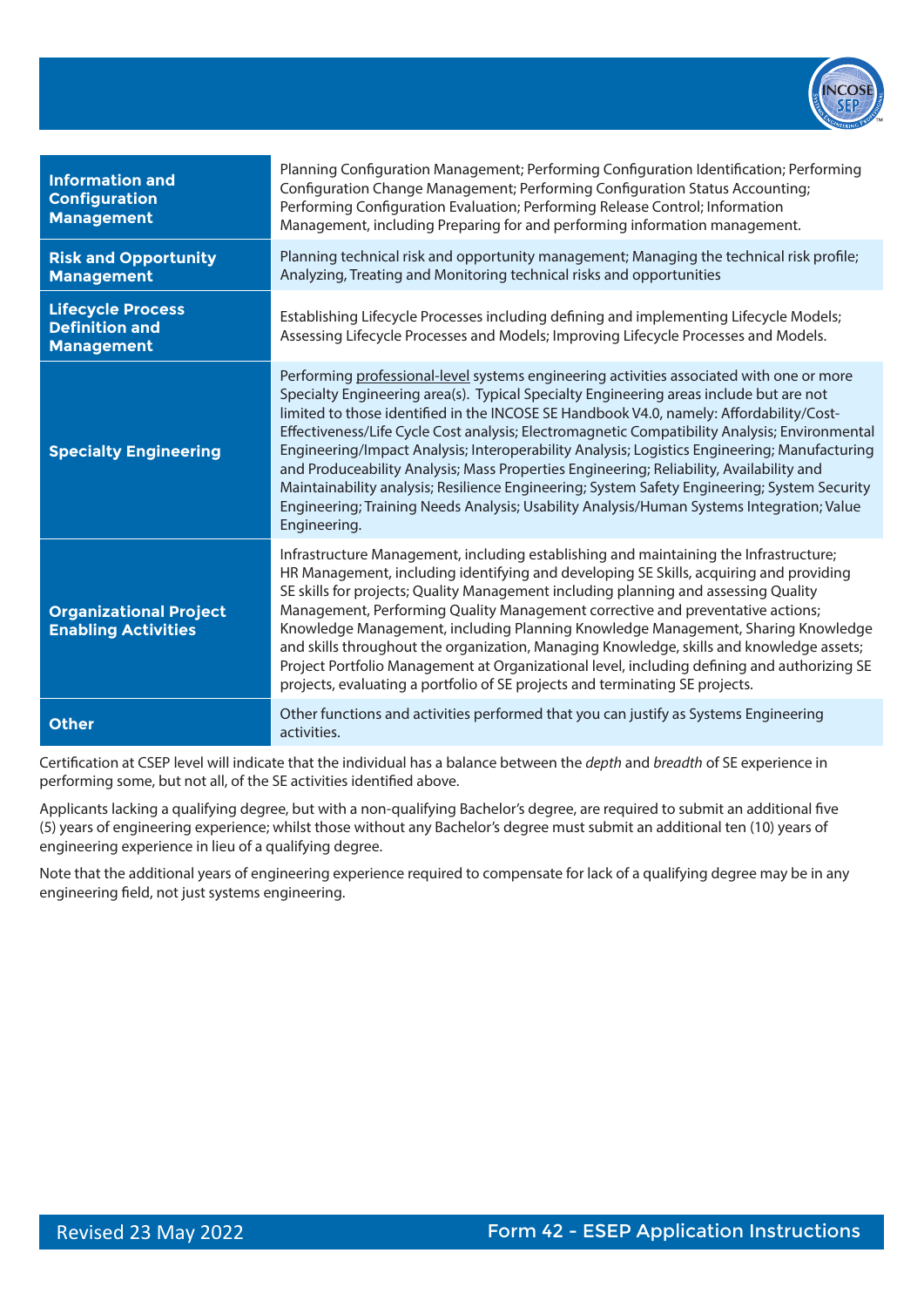| | |
|---|---|
| **Information and Configuration Management** | Planning Configuration Management; Performing Configuration Identification; Performing Configuration Change Management; Performing Configuration Status Accounting; Performing Configuration Evaluation; Performing Release Control; Information Management, including Preparing for and performing information management. |
| **Risk and Opportunity Management** | Planning technical risk and opportunity management; Managing the technical risk profile; Analyzing, Treating and Monitoring technical risks and opportunities |
| **Lifecycle Process Definition and Management** | Establishing Lifecycle Processes including defining and implementing Lifecycle Models; Assessing Lifecycle Processes and Models; Improving Lifecycle Processes and Models. |
| **Specialty Engineering** | Performing professional-level systems engineering activities associated with one or more Specialty Engineering area(s). Typical Specialty Engineering areas include but are not limited to those identified in the INCOSE SE Handbook V4.0, namely: Affordability/Cost-Effectiveness/Life Cycle Cost analysis; Electromagnetic Compatibility Analysis; Environmental Engineering/Impact Analysis; Interoperability Analysis; Logistics Engineering; Manufacturing and Produceability Analysis; Mass Properties Engineering; Reliability, Availability and Maintainability analysis; Resilience Engineering; System Safety Engineering; System Security Engineering; Training Needs Analysis; Usability Analysis/Human Systems Integration; Value Engineering. |
| **Organizational Project Enabling Activities** | Infrastructure Management, including establishing and maintaining the Infrastructure; HR Management, including identifying and developing SE Skills, acquiring and providing SE skills for projects; Quality Management including planning and assessing Quality Management, Performing Quality Management corrective and preventative actions; Knowledge Management, including Planning Knowledge Management, Sharing Knowledge and skills throughout the organization, Managing Knowledge, skills and knowledge assets; Project Portfolio Management at Organizational level, including defining and authorizing SE projects, evaluating a portfolio of SE projects and terminating SE projects. |
| **Other** | Other functions and activities performed that you can justify as Systems Engineering activities. |

Certification at CSEP level will indicate that the individual has a balance between the *depth* and *breadth* of SE experience in performing some, but not all, of the SE activities identified above.

Applicants lacking a qualifying degree, but with a non-qualifying Bachelor's degree, are required to submit an additional five (5) years of engineering experience; whilst those without any Bachelor's degree must submit an additional ten (10) years of engineering experience in lieu of a qualifying degree.

Note that the additional years of engineering experience required to compensate for lack of a qualifying degree may be in any engineering field, not just systems engineering.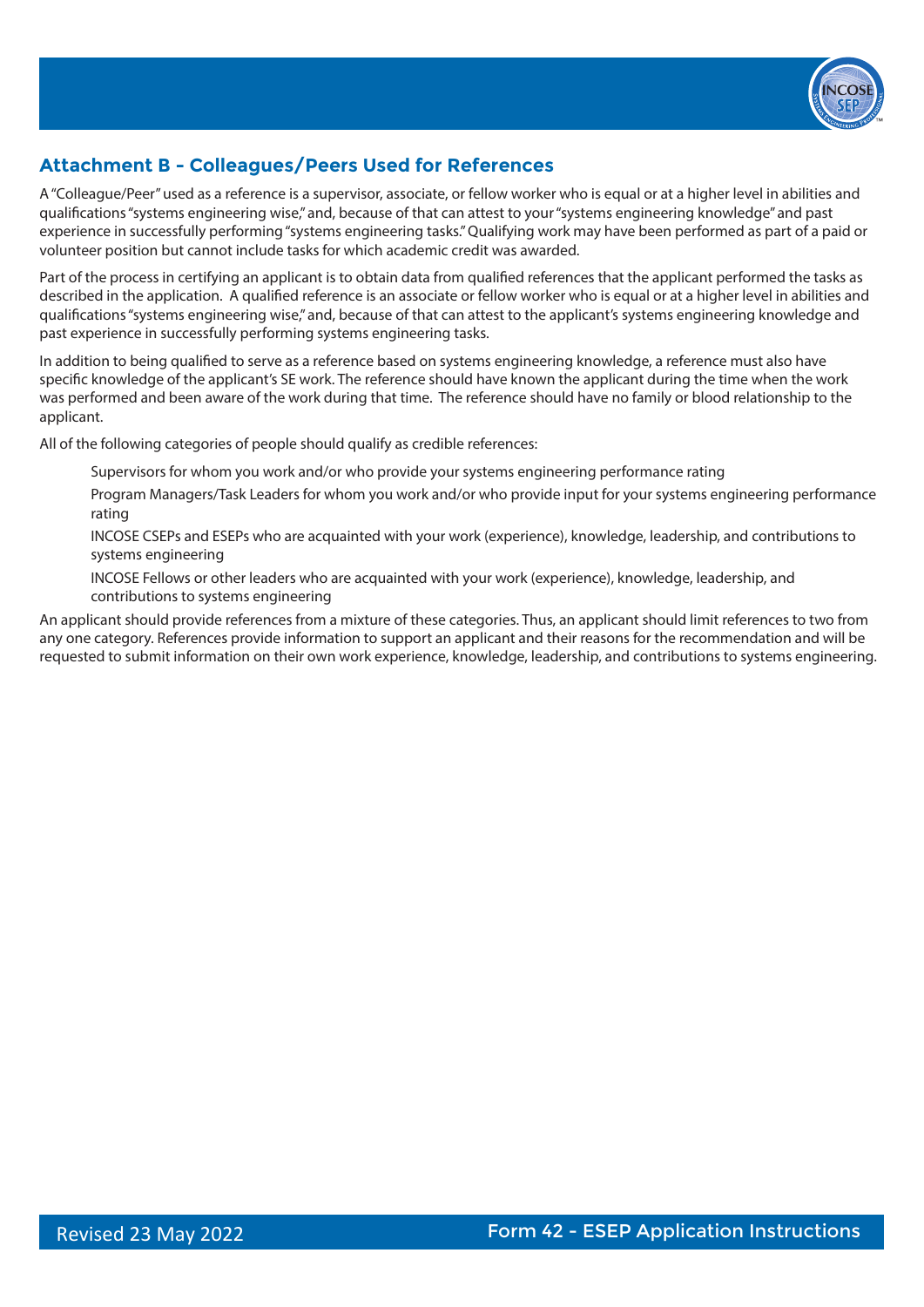## Attachment B - Colleagues/Peers Used for References

A "Colleague/Peer" used as a reference is a supervisor, associate, or fellow worker who is equal or at a higher level in abilities and qualifications "systems engineering wise," and, because of that can attest to your "systems engineering knowledge" and past experience in successfully performing "systems engineering tasks." Qualifying work may have been performed as part of a paid or volunteer position but cannot include tasks for which academic credit was awarded.

Part of the process in certifying an applicant is to obtain data from qualified references that the applicant performed the tasks as described in the application. A qualified reference is an associate or fellow worker who is equal or at a higher level in abilities and qualifications "systems engineering wise," and, because of that can attest to the applicant's systems engineering knowledge and past experience in successfully performing systems engineering tasks.

In addition to being qualified to serve as a reference based on systems engineering knowledge, a reference must also have specific knowledge of the applicant's SE work. The reference should have known the applicant during the time when the work was performed and been aware of the work during that time. The reference should have no family or blood relationship to the applicant.

All of the following categories of people should qualify as credible references:

- Supervisors for whom you work and/or who provide your systems engineering performance rating
- Program Managers/Task Leaders for whom you work and/or who provide input for your systems engineering performance rating
- INCOSE CSEPs and ESEPs who are acquainted with your work (experience), knowledge, leadership, and contributions to systems engineering
- INCOSE Fellows or other leaders who are acquainted with your work (experience), knowledge, leadership, and contributions to systems engineering

An applicant should provide references from a mixture of these categories. Thus, an applicant should limit references to two from any one category. References provide information to support an applicant and their reasons for the recommendation and will be requested to submit information on their own work experience, knowledge, leadership, and contributions to systems engineering.